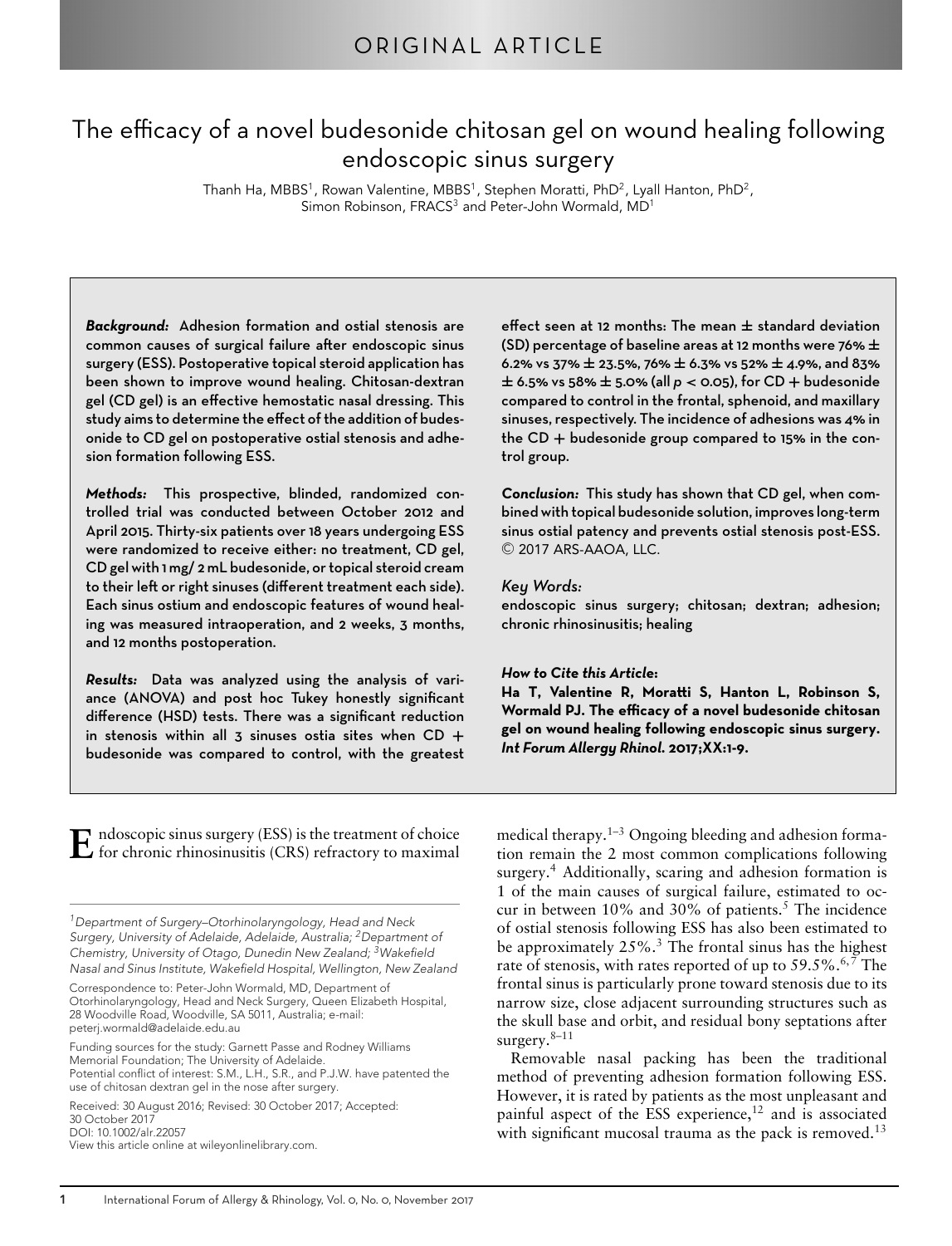ORIGINAL ARTICLE

# The efficacy of a novel budesonide chitosan gel on wound healing following endoscopic sinus surgery

Thanh Ha, MBBS[1], Rowan Valentine, MBBS[1], Stephen Moratti, PhD[2], Lyall Hanton, PhD[2], Simon Robinson, FRACS[3] and Peter-John Wormald, MD[1]

***Background:*** **Adhesion formation and ostial stenosis are common causes of surgical failure after endoscopic sinus surgery (ESS). Postoperative topical steroid application has been shown to improve wound healing. Chitosan-dextran gel (CD gel) is an effective hemostatic nasal dressing. This study aims to determine the effect of the addition of budesonide to CD gel on postoperative ostial stenosis and adhesion formation following ESS.**

***Methods:*** **This prospective, blinded, randomized controlled trial was conducted between October 2012 and April 2015. Thirty-six patients over 18 years undergoing ESS were randomized to receive either: no treatment, CD gel, CD gel with 1 mg/ 2 mL budesonide, or topical steroid cream to their left or right sinuses (different treatment each side). Each sinus ostium and endoscopic features of wound healing was measured intraoperation, and 2 weeks, 3 months, and 12 months postoperation.**

***Results:*** **Data was analyzed using the analysis of variance (ANOVA) and post hoc Tukey honestly significant difference (HSD) tests. There was a significant reduction in stenosis within all 3 sinuses ostia sites when CD + budesonide was compared to control, with the greatest effect seen at 12 months: The mean ± standard deviation (SD) percentage of baseline areas at 12 months were 76% ± 6.2% vs 37% ± 23.5%, 76% ± 6.3% vs 52% ± 4.9%, and 83% ± 6.5% vs 58% ± 5.0% (all $p < 0.05$), for CD + budesonide compared to control in the frontal, sphenoid, and maxillary sinuses, respectively. The incidence of adhesions was 4% in the CD + budesonide group compared to 15% in the control group.**

***Conclusion:*** **This study has shown that CD gel, when combined with topical budesonide solution, improves long-term sinus ostial patency and prevents ostial stenosis post-ESS.** © 2017 ARS-AAOA, LLC.

*Key Words:*

**endoscopic sinus surgery; chitosan; dextran; adhesion; chronic rhinosinusitis; healing**

***How to Cite this Article*:**

**Ha T, Valentine R, Moratti S, Hanton L, Robinson S, Wormald PJ. The efficacy of a novel budesonide chitosan gel on wound healing following endoscopic sinus surgery. *Int Forum Allergy Rhinol*. 2017;XX:1-9.**

Endoscopic sinus surgery (ESS) is the treatment of choice for chronic rhinosinusitis (CRS) refractory to maximal medical therapy.[1–3] Ongoing bleeding and adhesion formation remain the 2 most common complications following surgery.[4] Additionally, scaring and adhesion formation is 1 of the main causes of surgical failure, estimated to occur in between 10% and 30% of patients.[5] The incidence of ostial stenosis following ESS has also been estimated to be approximately 25%.[3] The frontal sinus has the highest rate of stenosis, with rates reported of up to 59.5%.[6,7] The frontal sinus is particularly prone toward stenosis due to its narrow size, close adjacent surrounding structures such as the skull base and orbit, and residual bony septations after surgery.[8–11]

Removable nasal packing has been the traditional method of preventing adhesion formation following ESS. However, it is rated by patients as the most unpleasant and painful aspect of the ESS experience,[12] and is associated with significant mucosal trauma as the pack is removed.[13]

---

[1]*Department of Surgery–Otorhinolaryngology, Head and Neck Surgery, University of Adelaide, Adelaide, Australia;* [2]*Department of Chemistry, University of Otago, Dunedin New Zealand;* [3]*Wakefield Nasal and Sinus Institute, Wakefield Hospital, Wellington, New Zealand*

Correspondence to: Peter-John Wormald, MD, Department of Otorhinolaryngology, Head and Neck Surgery, Queen Elizabeth Hospital, 28 Woodville Road, Woodville, SA 5011, Australia; e-mail: peterj.wormald@adelaide.edu.au

Funding sources for the study: Garnett Passe and Rodney Williams Memorial Foundation; The University of Adelaide.
Potential conflict of interest: S.M., L.H., S.R., and P.J.W. have patented the use of chitosan dextran gel in the nose after surgery.

Received: 30 August 2016; Revised: 30 October 2017; Accepted: 30 October 2017
DOI: 10.1002/alr.22057
View this article online at wileyonlinelibrary.com.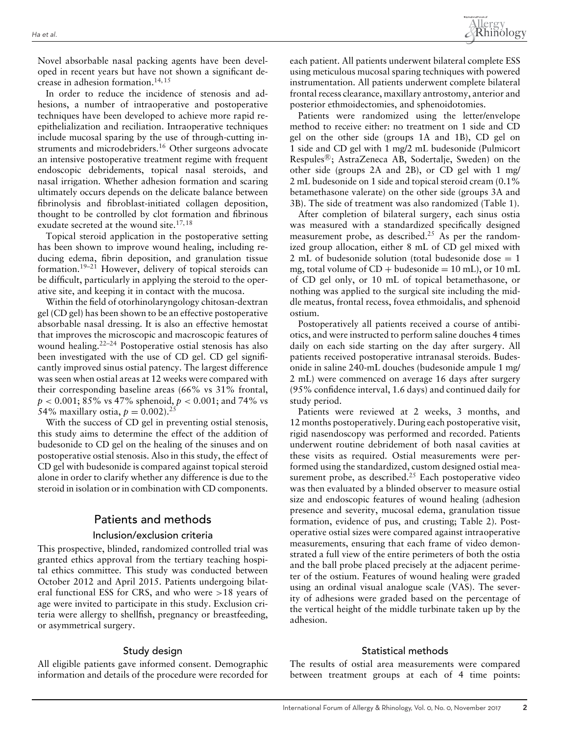Novel absorbable nasal packing agents have been developed in recent years but have not shown a significant decrease in adhesion formation.[14,15]

In order to reduce the incidence of stenosis and adhesions, a number of intraoperative and postoperative techniques have been developed to achieve more rapid re-epithelialization and reciliation. Intraoperative techniques include mucosal sparing by the use of through-cutting instruments and microdebriders.[16] Other surgeons advocate an intensive postoperative treatment regime with frequent endoscopic debridements, topical nasal steroids, and nasal irrigation. Whether adhesion formation and scaring ultimately occurs depends on the delicate balance between fibrinolysis and fibroblast-initiated collagen deposition, thought to be controlled by clot formation and fibrinous exudate secreted at the wound site.[17,18]

Topical steroid application in the postoperative setting has been shown to improve wound healing, including reducing edema, fibrin deposition, and granulation tissue formation.[19–21] However, delivery of topical steroids can be difficult, particularly in applying the steroid to the operative site, and keeping it in contact with the mucosa.

Within the field of otorhinolaryngology chitosan-dextran gel (CD gel) has been shown to be an effective postoperative absorbable nasal dressing. It is also an effective hemostat that improves the microscopic and macroscopic features of wound healing.[22–24] Postoperative ostial stenosis has also been investigated with the use of CD gel. CD gel significantly improved sinus ostial patency. The largest difference was seen when ostial areas at 12 weeks were compared with their corresponding baseline areas (66% vs 31% frontal, $p < 0.001$; 85% vs 47% sphenoid, $p < 0.001$; and 74% vs 54% maxillary ostia, $p = 0.002$).[25]

With the success of CD gel in preventing ostial stenosis, this study aims to determine the effect of the addition of budesonide to CD gel on the healing of the sinuses and on postoperative ostial stenosis. Also in this study, the effect of CD gel with budesonide is compared against topical steroid alone in order to clarify whether any difference is due to the steroid in isolation or in combination with CD components.

## Patients and methods

### Inclusion/exclusion criteria

This prospective, blinded, randomized controlled trial was granted ethics approval from the tertiary teaching hospital ethics committee. This study was conducted between October 2012 and April 2015. Patients undergoing bilateral functional ESS for CRS, and who were >18 years of age were invited to participate in this study. Exclusion criteria were allergy to shellfish, pregnancy or breastfeeding, or asymmetrical surgery.

### Study design

All eligible patients gave informed consent. Demographic information and details of the procedure were recorded for each patient. All patients underwent bilateral complete ESS using meticulous mucosal sparing techniques with powered instrumentation. All patients underwent complete bilateral frontal recess clearance, maxillary antrostomy, anterior and posterior ethmoidectomies, and sphenoidotomies.

Patients were randomized using the letter/envelope method to receive either: no treatment on 1 side and CD gel on the other side (groups 1A and 1B), CD gel on 1 side and CD gel with 1 mg/2 mL budesonide (Pulmicort Respules®; AstraZeneca AB, Sodertalje, Sweden) on the other side (groups 2A and 2B), or CD gel with 1 mg/2 mL budesonide on 1 side and topical steroid cream (0.1% betamethasone valerate) on the other side (groups 3A and 3B). The side of treatment was also randomized (Table 1).

After completion of bilateral surgery, each sinus ostia was measured with a standardized specifically designed measurement probe, as described.[25] As per the randomized group allocation, either 8 mL of CD gel mixed with 2 mL of budesonide solution (total budesonide dose = 1 mg, total volume of CD + budesonide = 10 mL), or 10 mL of CD gel only, or 10 mL of topical betamethasone, or nothing was applied to the surgical site including the middle meatus, frontal recess, fovea ethmoidalis, and sphenoid ostium.

Postoperatively all patients received a course of antibiotics, and were instructed to perform saline douches 4 times daily on each side starting on the day after surgery. All patients received postoperative intranasal steroids. Budesonide in saline 240-mL douches (budesonide ampule 1 mg/2 mL) were commenced on average 16 days after surgery (95% confidence interval, 1.6 days) and continued daily for study period.

Patients were reviewed at 2 weeks, 3 months, and 12 months postoperatively. During each postoperative visit, rigid nasendoscopy was performed and recorded. Patients underwent routine debridement of both nasal cavities at these visits as required. Ostial measurements were performed using the standardized, custom designed ostial measurement probe, as described.[25] Each postoperative video was then evaluated by a blinded observer to measure ostial size and endoscopic features of wound healing (adhesion presence and severity, mucosal edema, granulation tissue formation, evidence of pus, and crusting; Table 2). Postoperative ostial sizes were compared against intraoperative measurements, ensuring that each frame of video demonstrated a full view of the entire perimeters of both the ostia and the ball probe placed precisely at the adjacent perimeter of the ostium. Features of wound healing were graded using an ordinal visual analogue scale (VAS). The severity of adhesions were graded based on the percentage of the vertical height of the middle turbinate taken up by the adhesion.

### Statistical methods

The results of ostial area measurements were compared between treatment groups at each of 4 time points: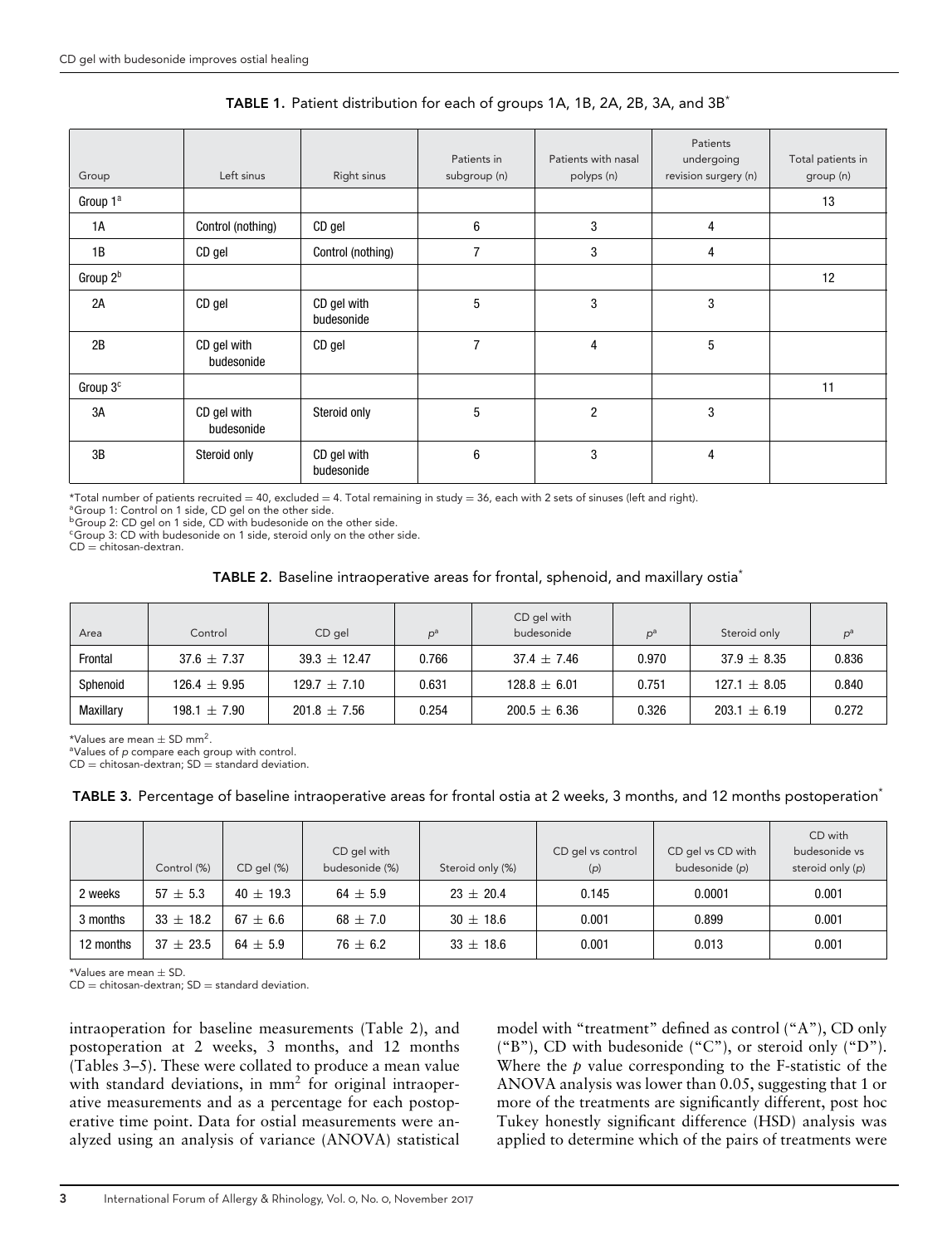**TABLE 1.** Patient distribution for each of groups 1A, 1B, 2A, 2B, 3A, and 3B*

| Group | Left sinus | Right sinus | Patients in subgroup (n) | Patients with nasal polyps (n) | Patients undergoing revision surgery (n) | Total patients in group (n) |
|---|---|---|---|---|---|---|
| Group 1[a] | | | | | | 13 |
| 1A | Control (nothing) | CD gel | 6 | 3 | 4 | |
| 1B | CD gel | Control (nothing) | 7 | 3 | 4 | |
| Group 2[b] | | | | | | 12 |
| 2A | CD gel | CD gel with budesonide | 5 | 3 | 3 | |
| 2B | CD gel with budesonide | CD gel | 7 | 4 | 5 | |
| Group 3[c] | | | | | | 11 |
| 3A | CD gel with budesonide | Steroid only | 5 | 2 | 3 | |
| 3B | Steroid only | CD gel with budesonide | 6 | 3 | 4 | |

*Total number of patients recruited = 40, excluded = 4. Total remaining in study = 36, each with 2 sets of sinuses (left and right).
[a]Group 1: Control on 1 side, CD gel on the other side.
[b]Group 2: CD gel on 1 side, CD with budesonide on the other side.
[c]Group 3: CD with budesonide on 1 side, steroid only on the other side.
CD = chitosan-dextran.

**TABLE 2.** Baseline intraoperative areas for frontal, sphenoid, and maxillary ostia*

| Area | Control | CD gel | $p^a$ | CD gel with budesonide | $p^a$ | Steroid only | $p^a$ |
|---|---|---|---|---|---|---|---|
| Frontal | 37.6 ± 7.37 | 39.3 ± 12.47 | 0.766 | 37.4 ± 7.46 | 0.970 | 37.9 ± 8.35 | 0.836 |
| Sphenoid | 126.4 ± 9.95 | 129.7 ± 7.10 | 0.631 | 128.8 ± 6.01 | 0.751 | 127.1 ± 8.05 | 0.840 |
| Maxillary | 198.1 ± 7.90 | 201.8 ± 7.56 | 0.254 | 200.5 ± 6.36 | 0.326 | 203.1 ± 6.19 | 0.272 |

*Values are mean ± SD $mm^2$.
[a]Values of *p* compare each group with control.
CD = chitosan-dextran; SD = standard deviation.

**TABLE 3.** Percentage of baseline intraoperative areas for frontal ostia at 2 weeks, 3 months, and 12 months postoperation*

| | Control (%) | CD gel (%) | CD gel with budesonide (%) | Steroid only (%) | CD gel vs control (*p*) | CD gel vs CD with budesonide (*p*) | CD with budesonide vs steroid only (*p*) |
|---|---|---|---|---|---|---|---|
| 2 weeks | 57 ± 5.3 | 40 ± 19.3 | 64 ± 5.9 | 23 ± 20.4 | 0.145 | 0.0001 | 0.001 |
| 3 months | 33 ± 18.2 | 67 ± 6.6 | 68 ± 7.0 | 30 ± 18.6 | 0.001 | 0.899 | 0.001 |
| 12 months | 37 ± 23.5 | 64 ± 5.9 | 76 ± 6.2 | 33 ± 18.6 | 0.001 | 0.013 | 0.001 |

*Values are mean ± SD.
CD = chitosan-dextran; SD = standard deviation.

intraoperation for baseline measurements (Table 2), and postoperation at 2 weeks, 3 months, and 12 months (Tables 3–5). These were collated to produce a mean value with standard deviations, in $mm^2$ for original intraoperative measurements and as a percentage for each postoperative time point. Data for ostial measurements were analyzed using an analysis of variance (ANOVA) statistical model with "treatment" defined as control ("A"), CD only ("B"), CD with budesonide ("C"), or steroid only ("D"). Where the *p* value corresponding to the F-statistic of the ANOVA analysis was lower than 0.05, suggesting that 1 or more of the treatments are significantly different, post hoc Tukey honestly significant difference (HSD) analysis was applied to determine which of the pairs of treatments were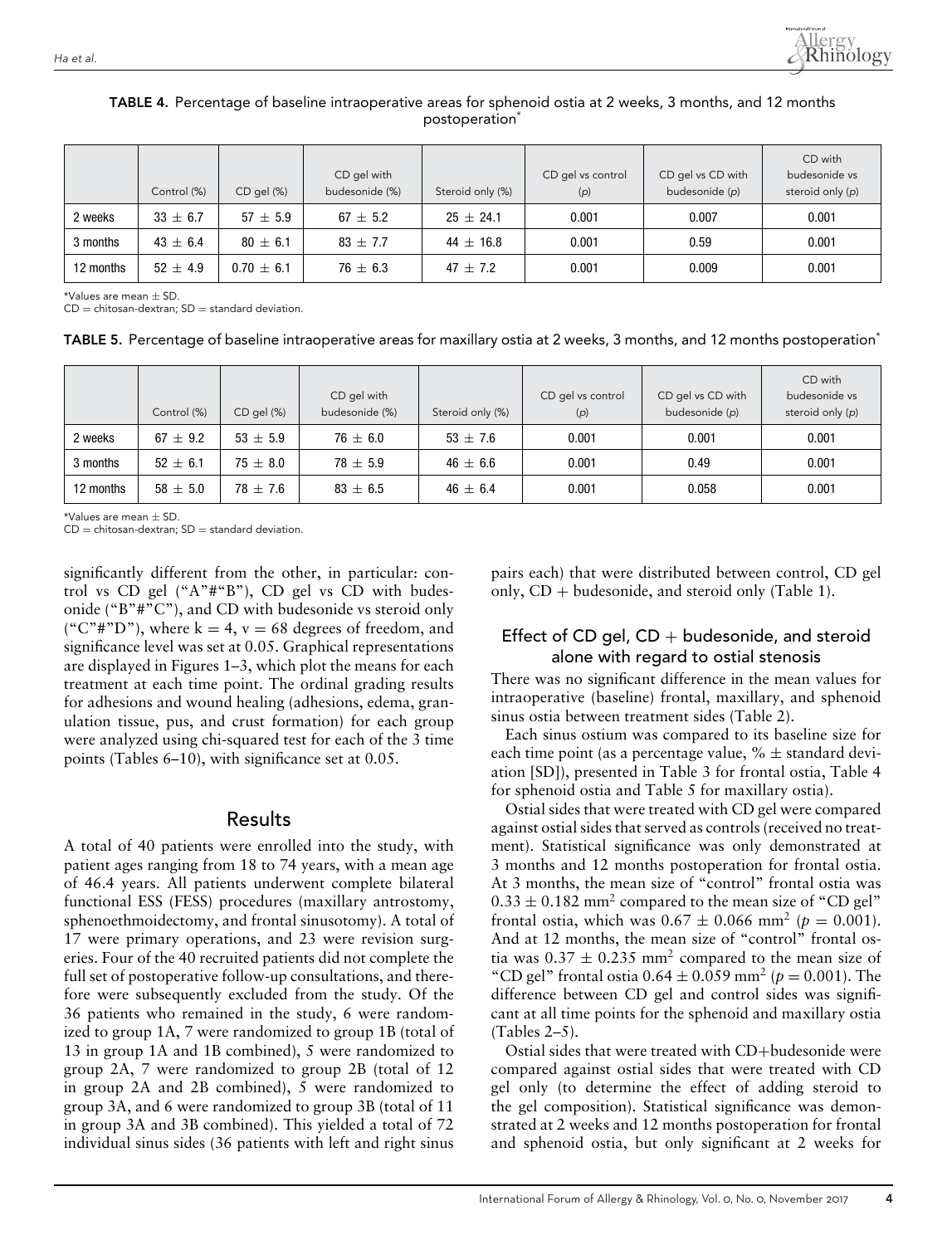**TABLE 4.** Percentage of baseline intraoperative areas for sphenoid ostia at 2 weeks, 3 months, and 12 months postoperation*

| | Control (%) | CD gel (%) | CD gel with budesonide (%) | Steroid only (%) | CD gel vs control (*p*) | CD gel vs CD with budesonide (*p*) | CD with budesonide vs steroid only (*p*) |
|---|---|---|---|---|---|---|---|
| 2 weeks | 33 ± 6.7 | 57 ± 5.9 | 67 ± 5.2 | 25 ± 24.1 | 0.001 | 0.007 | 0.001 |
| 3 months | 43 ± 6.4 | 80 ± 6.1 | 83 ± 7.7 | 44 ± 16.8 | 0.001 | 0.59 | 0.001 |
| 12 months | 52 ± 4.9 | 0.70 ± 6.1 | 76 ± 6.3 | 47 ± 7.2 | 0.001 | 0.009 | 0.001 |

*Values are mean ± SD.
CD = chitosan-dextran; SD = standard deviation.

**TABLE 5.** Percentage of baseline intraoperative areas for maxillary ostia at 2 weeks, 3 months, and 12 months postoperation*

| | Control (%) | CD gel (%) | CD gel with budesonide (%) | Steroid only (%) | CD gel vs control (*p*) | CD gel vs CD with budesonide (*p*) | CD with budesonide vs steroid only (*p*) |
|---|---|---|---|---|---|---|---|
| 2 weeks | 67 ± 9.2 | 53 ± 5.9 | 76 ± 6.0 | 53 ± 7.6 | 0.001 | 0.001 | 0.001 |
| 3 months | 52 ± 6.1 | 75 ± 8.0 | 78 ± 5.9 | 46 ± 6.6 | 0.001 | 0.49 | 0.001 |
| 12 months | 58 ± 5.0 | 78 ± 7.6 | 83 ± 6.5 | 46 ± 6.4 | 0.001 | 0.058 | 0.001 |

*Values are mean ± SD.
CD = chitosan-dextran; SD = standard deviation.

significantly different from the other, in particular: control vs CD gel ("A"#"B"), CD gel vs CD with budesonide ("B"#"C"), and CD with budesonide vs steroid only ("C"#"D"), where $k = 4$, $v = 68$ degrees of freedom, and significance level was set at 0.05. Graphical representations are displayed in Figures 1–3, which plot the means for each treatment at each time point. The ordinal grading results for adhesions and wound healing (adhesions, edema, granulation tissue, pus, and crust formation) for each group were analyzed using chi-squared test for each of the 3 time points (Tables 6–10), with significance set at 0.05.

## Results

A total of 40 patients were enrolled into the study, with patient ages ranging from 18 to 74 years, with a mean age of 46.4 years. All patients underwent complete bilateral functional ESS (FESS) procedures (maxillary antrostomy, sphenoethmoidectomy, and frontal sinusotomy). A total of 17 were primary operations, and 23 were revision surgeries. Four of the 40 recruited patients did not complete the full set of postoperative follow-up consultations, and therefore were subsequently excluded from the study. Of the 36 patients who remained in the study, 6 were randomized to group 1A, 7 were randomized to group 1B (total of 13 in group 1A and 1B combined), 5 were randomized to group 2A, 7 were randomized to group 2B (total of 12 in group 2A and 2B combined), 5 were randomized to group 3A, and 6 were randomized to group 3B (total of 11 in group 3A and 3B combined). This yielded a total of 72 individual sinus sides (36 patients with left and right sinus pairs each) that were distributed between control, CD gel only, CD + budesonide, and steroid only (Table 1).

### Effect of CD gel, CD + budesonide, and steroid alone with regard to ostial stenosis

There was no significant difference in the mean values for intraoperative (baseline) frontal, maxillary, and sphenoid sinus ostia between treatment sides (Table 2).

Each sinus ostium was compared to its baseline size for each time point (as a percentage value, % ± standard deviation [SD]), presented in Table 3 for frontal ostia, Table 4 for sphenoid ostia and Table 5 for maxillary ostia).

Ostial sides that were treated with CD gel were compared against ostial sides that served as controls (received no treatment). Statistical significance was only demonstrated at 3 months and 12 months postoperation for frontal ostia. At 3 months, the mean size of "control" frontal ostia was $0.33 \pm 0.182$ mm$^2$ compared to the mean size of "CD gel" frontal ostia, which was $0.67 \pm 0.066$ mm$^2$ ($p = 0.001$). And at 12 months, the mean size of "control" frontal ostia was $0.37 \pm 0.235$ mm$^2$ compared to the mean size of "CD gel" frontal ostia $0.64 \pm 0.059$ mm$^2$ ($p = 0.001$). The difference between CD gel and control sides was significant at all time points for the sphenoid and maxillary ostia (Tables 2–5).

Ostial sides that were treated with CD+budesonide were compared against ostial sides that were treated with CD gel only (to determine the effect of adding steroid to the gel composition). Statistical significance was demonstrated at 2 weeks and 12 months postoperation for frontal and sphenoid ostia, but only significant at 2 weeks for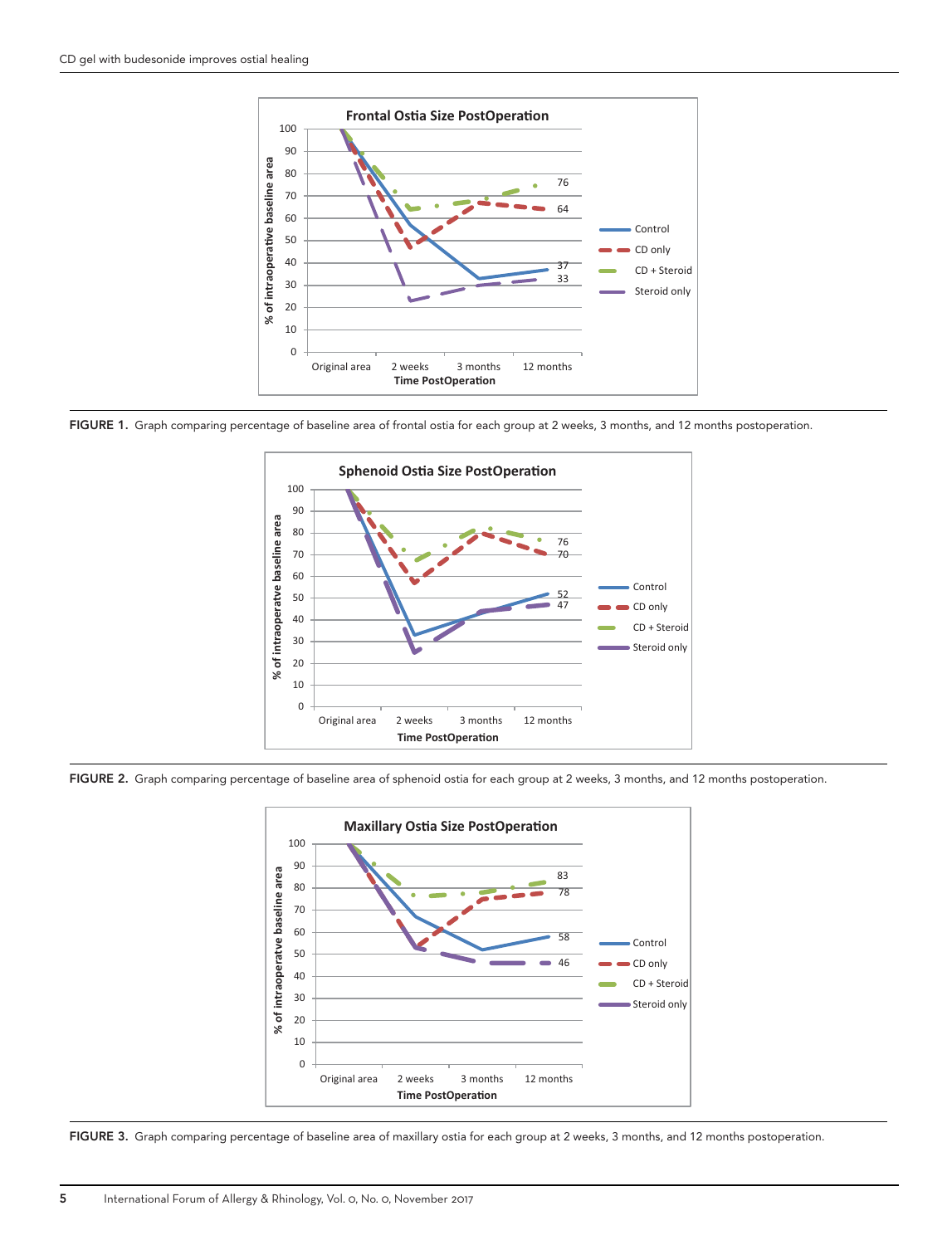FIGURE 1. Graph comparing percentage of baseline area of frontal ostia for each group at 2 weeks, 3 months, and 12 months postoperation.

FIGURE 2. Graph comparing percentage of baseline area of sphenoid ostia for each group at 2 weeks, 3 months, and 12 months postoperation.

FIGURE 3. Graph comparing percentage of baseline area of maxillary ostia for each group at 2 weeks, 3 months, and 12 months postoperation.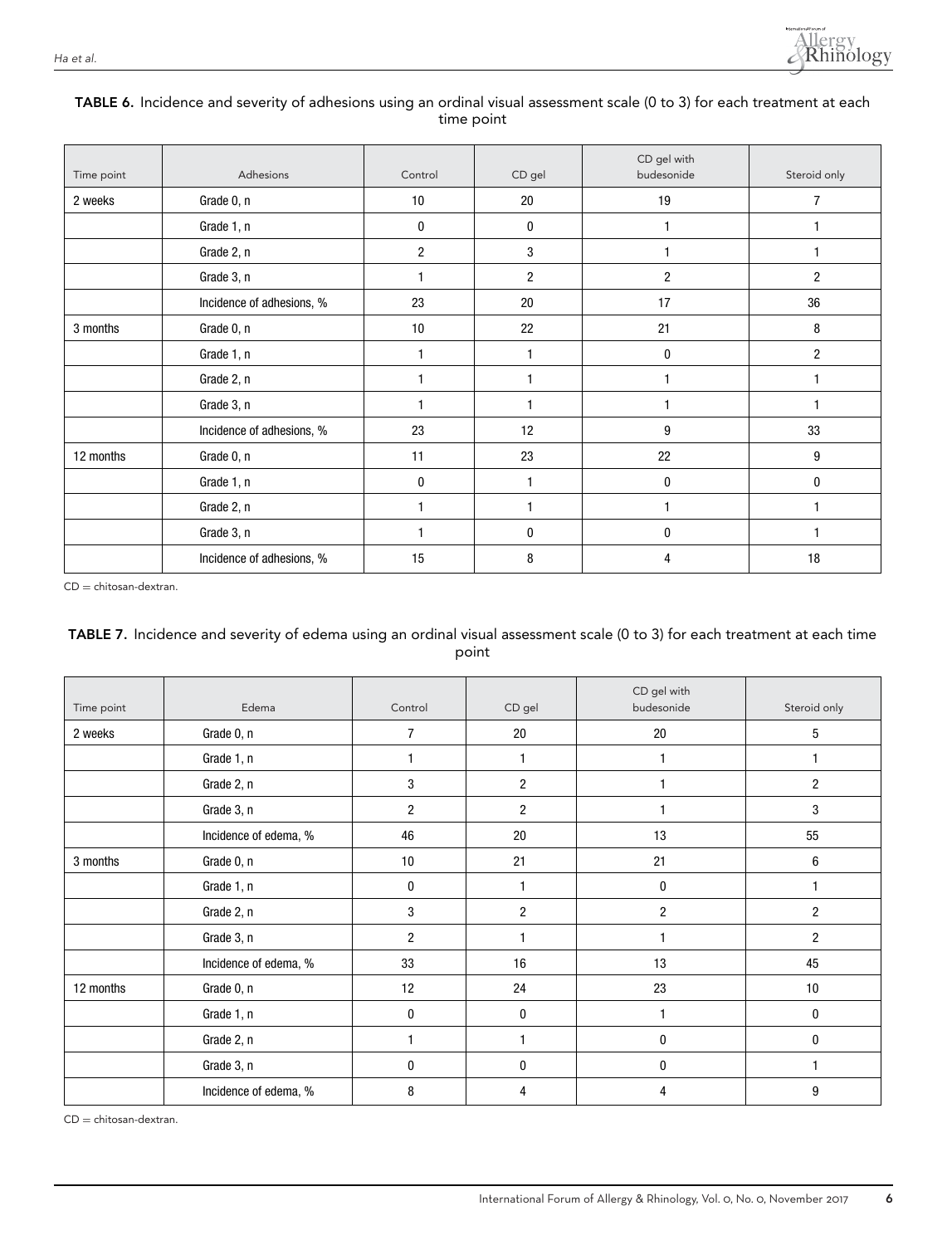**TABLE 6.** Incidence and severity of adhesions using an ordinal visual assessment scale (0 to 3) for each treatment at each time point

| Time point | Adhesions | Control | CD gel | CD gel with budesonide | Steroid only |
|---|---|---|---|---|---|
| 2 weeks | Grade 0, n | 10 | 20 | 19 | 7 |
| | Grade 1, n | 0 | 0 | 1 | 1 |
| | Grade 2, n | 2 | 3 | 1 | 1 |
| | Grade 3, n | 1 | 2 | 2 | 2 |
| | Incidence of adhesions, % | 23 | 20 | 17 | 36 |
| 3 months | Grade 0, n | 10 | 22 | 21 | 8 |
| | Grade 1, n | 1 | 1 | 0 | 2 |
| | Grade 2, n | 1 | 1 | 1 | 1 |
| | Grade 3, n | 1 | 1 | 1 | 1 |
| | Incidence of adhesions, % | 23 | 12 | 9 | 33 |
| 12 months | Grade 0, n | 11 | 23 | 22 | 9 |
| | Grade 1, n | 0 | 1 | 0 | 0 |
| | Grade 2, n | 1 | 1 | 1 | 1 |
| | Grade 3, n | 1 | 0 | 0 | 1 |
| | Incidence of adhesions, % | 15 | 8 | 4 | 18 |

CD = chitosan-dextran.

**TABLE 7.** Incidence and severity of edema using an ordinal visual assessment scale (0 to 3) for each treatment at each time point

| Time point | Edema | Control | CD gel | CD gel with budesonide | Steroid only |
|---|---|---|---|---|---|
| 2 weeks | Grade 0, n | 7 | 20 | 20 | 5 |
| | Grade 1, n | 1 | 1 | 1 | 1 |
| | Grade 2, n | 3 | 2 | 1 | 2 |
| | Grade 3, n | 2 | 2 | 1 | 3 |
| | Incidence of edema, % | 46 | 20 | 13 | 55 |
| 3 months | Grade 0, n | 10 | 21 | 21 | 6 |
| | Grade 1, n | 0 | 1 | 0 | 1 |
| | Grade 2, n | 3 | 2 | 2 | 2 |
| | Grade 3, n | 2 | 1 | 1 | 2 |
| | Incidence of edema, % | 33 | 16 | 13 | 45 |
| 12 months | Grade 0, n | 12 | 24 | 23 | 10 |
| | Grade 1, n | 0 | 0 | 1 | 0 |
| | Grade 2, n | 1 | 1 | 0 | 0 |
| | Grade 3, n | 0 | 0 | 0 | 1 |
| | Incidence of edema, % | 8 | 4 | 4 | 9 |

CD = chitosan-dextran.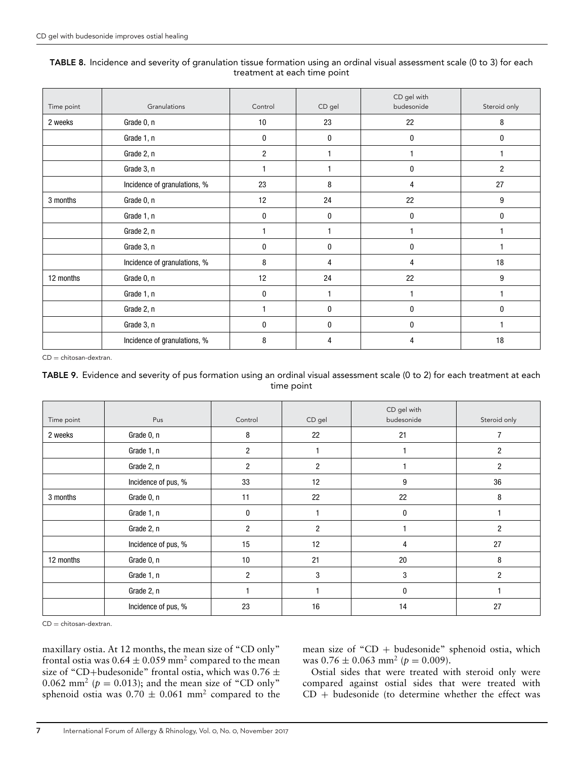**TABLE 8.** Incidence and severity of granulation tissue formation using an ordinal visual assessment scale (0 to 3) for each treatment at each time point

| Time point | Granulations | Control | CD gel | CD gel with budesonide | Steroid only |
|---|---|---|---|---|---|
| 2 weeks | Grade 0, n | 10 | 23 | 22 | 8 |
| | Grade 1, n | 0 | 0 | 0 | 0 |
| | Grade 2, n | 2 | 1 | 1 | 1 |
| | Grade 3, n | 1 | 1 | 0 | 2 |
| | Incidence of granulations, % | 23 | 8 | 4 | 27 |
| 3 months | Grade 0, n | 12 | 24 | 22 | 9 |
| | Grade 1, n | 0 | 0 | 0 | 0 |
| | Grade 2, n | 1 | 1 | 1 | 1 |
| | Grade 3, n | 0 | 0 | 0 | 1 |
| | Incidence of granulations, % | 8 | 4 | 4 | 18 |
| 12 months | Grade 0, n | 12 | 24 | 22 | 9 |
| | Grade 1, n | 0 | 1 | 1 | 1 |
| | Grade 2, n | 1 | 0 | 0 | 0 |
| | Grade 3, n | 0 | 0 | 0 | 1 |
| | Incidence of granulations, % | 8 | 4 | 4 | 18 |

CD = chitosan-dextran.

**TABLE 9.** Evidence and severity of pus formation using an ordinal visual assessment scale (0 to 2) for each treatment at each time point

| Time point | Pus | Control | CD gel | CD gel with budesonide | Steroid only |
|---|---|---|---|---|---|
| 2 weeks | Grade 0, n | 8 | 22 | 21 | 7 |
| | Grade 1, n | 2 | 1 | 1 | 2 |
| | Grade 2, n | 2 | 2 | 1 | 2 |
| | Incidence of pus, % | 33 | 12 | 9 | 36 |
| 3 months | Grade 0, n | 11 | 22 | 22 | 8 |
| | Grade 1, n | 0 | 1 | 0 | 1 |
| | Grade 2, n | 2 | 2 | 1 | 2 |
| | Incidence of pus, % | 15 | 12 | 4 | 27 |
| 12 months | Grade 0, n | 10 | 21 | 20 | 8 |
| | Grade 1, n | 2 | 3 | 3 | 2 |
| | Grade 2, n | 1 | 1 | 0 | 1 |
| | Incidence of pus, % | 23 | 16 | 14 | 27 |

CD = chitosan-dextran.

maxillary ostia. At 12 months, the mean size of "CD only" frontal ostia was $0.64 \pm 0.059$ mm$^2$ compared to the mean size of "CD+budesonide" frontal ostia, which was $0.76 \pm 0.062$ mm$^2$ ($p = 0.013$); and the mean size of "CD only" sphenoid ostia was $0.70 \pm 0.061$ mm$^2$ compared to the mean size of "CD + budesonide" sphenoid ostia, which was $0.76 \pm 0.063$ mm$^2$ ($p = 0.009$).

Ostial sides that were treated with steroid only were compared against ostial sides that were treated with CD + budesonide (to determine whether the effect was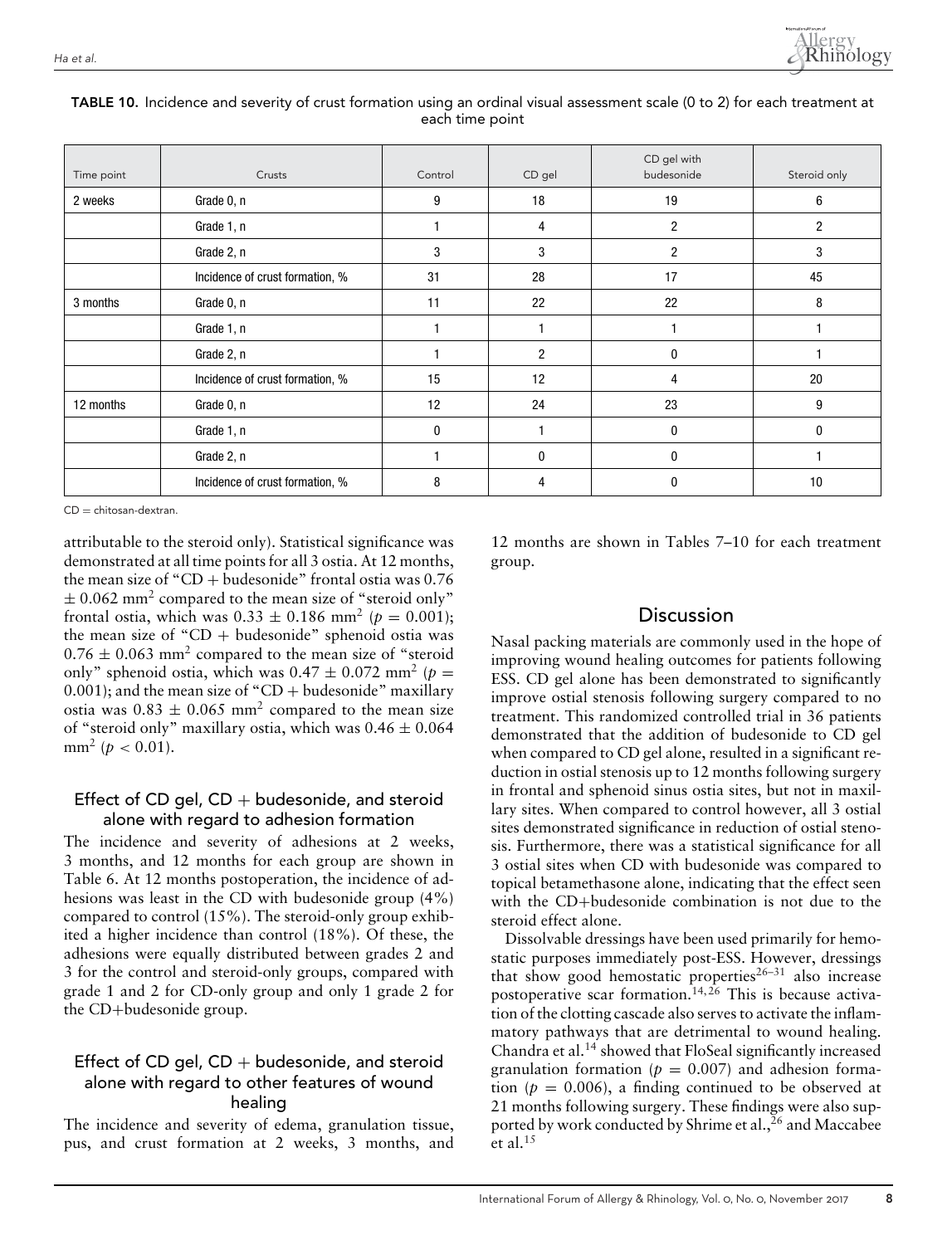**TABLE 10.** Incidence and severity of crust formation using an ordinal visual assessment scale (0 to 2) for each treatment at each time point

| Time point | Crusts | Control | CD gel | CD gel with budesonide | Steroid only |
|---|---|---|---|---|---|
| 2 weeks | Grade 0, n | 9 | 18 | 19 | 6 |
| | Grade 1, n | 1 | 4 | 2 | 2 |
| | Grade 2, n | 3 | 3 | 2 | 3 |
| | Incidence of crust formation, % | 31 | 28 | 17 | 45 |
| 3 months | Grade 0, n | 11 | 22 | 22 | 8 |
| | Grade 1, n | 1 | 1 | 1 | 1 |
| | Grade 2, n | 1 | 2 | 0 | 1 |
| | Incidence of crust formation, % | 15 | 12 | 4 | 20 |
| 12 months | Grade 0, n | 12 | 24 | 23 | 9 |
| | Grade 1, n | 0 | 1 | 0 | 0 |
| | Grade 2, n | 1 | 0 | 0 | 1 |
| | Incidence of crust formation, % | 8 | 4 | 0 | 10 |

CD = chitosan-dextran.

attributable to the steroid only). Statistical significance was demonstrated at all time points for all 3 ostia. At 12 months, the mean size of "CD + budesonide" frontal ostia was 0.76 $\pm$ 0.062 mm$^2$ compared to the mean size of "steroid only" frontal ostia, which was 0.33 $\pm$ 0.186 mm$^2$ ($p = 0.001$); the mean size of "CD + budesonide" sphenoid ostia was 0.76 $\pm$ 0.063 mm$^2$ compared to the mean size of "steroid only" sphenoid ostia, which was 0.47 $\pm$ 0.072 mm$^2$ ($p = 0.001$); and the mean size of "CD + budesonide" maxillary ostia was 0.83 $\pm$ 0.065 mm$^2$ compared to the mean size of "steroid only" maxillary ostia, which was 0.46 $\pm$ 0.064 mm$^2$ ($p < 0.01$).

### Effect of CD gel, CD + budesonide, and steroid alone with regard to adhesion formation

The incidence and severity of adhesions at 2 weeks, 3 months, and 12 months for each group are shown in Table 6. At 12 months postoperation, the incidence of adhesions was least in the CD with budesonide group (4%) compared to control (15%). The steroid-only group exhibited a higher incidence than control (18%). Of these, the adhesions were equally distributed between grades 2 and 3 for the control and steroid-only groups, compared with grade 1 and 2 for CD-only group and only 1 grade 2 for the CD+budesonide group.

### Effect of CD gel, CD + budesonide, and steroid alone with regard to other features of wound healing

The incidence and severity of edema, granulation tissue, pus, and crust formation at 2 weeks, 3 months, and 12 months are shown in Tables 7–10 for each treatment group.

## Discussion

Nasal packing materials are commonly used in the hope of improving wound healing outcomes for patients following ESS. CD gel alone has been demonstrated to significantly improve ostial stenosis following surgery compared to no treatment. This randomized controlled trial in 36 patients demonstrated that the addition of budesonide to CD gel when compared to CD gel alone, resulted in a significant reduction in ostial stenosis up to 12 months following surgery in frontal and sphenoid sinus ostia sites, but not in maxillary sites. When compared to control however, all 3 ostial sites demonstrated significance in reduction of ostial stenosis. Furthermore, there was a statistical significance for all 3 ostial sites when CD with budesonide was compared to topical betamethasone alone, indicating that the effect seen with the CD+budesonide combination is not due to the steroid effect alone.

Dissolvable dressings have been used primarily for hemostatic purposes immediately post-ESS. However, dressings that show good hemostatic properties[26–31] also increase postoperative scar formation.[14,26] This is because activation of the clotting cascade also serves to activate the inflammatory pathways that are detrimental to wound healing. Chandra et al.[14] showed that FloSeal significantly increased granulation formation ($p = 0.007$) and adhesion formation ($p = 0.006$), a finding continued to be observed at 21 months following surgery. These findings were also supported by work conducted by Shrime et al.,[26] and Maccabee et al.[15]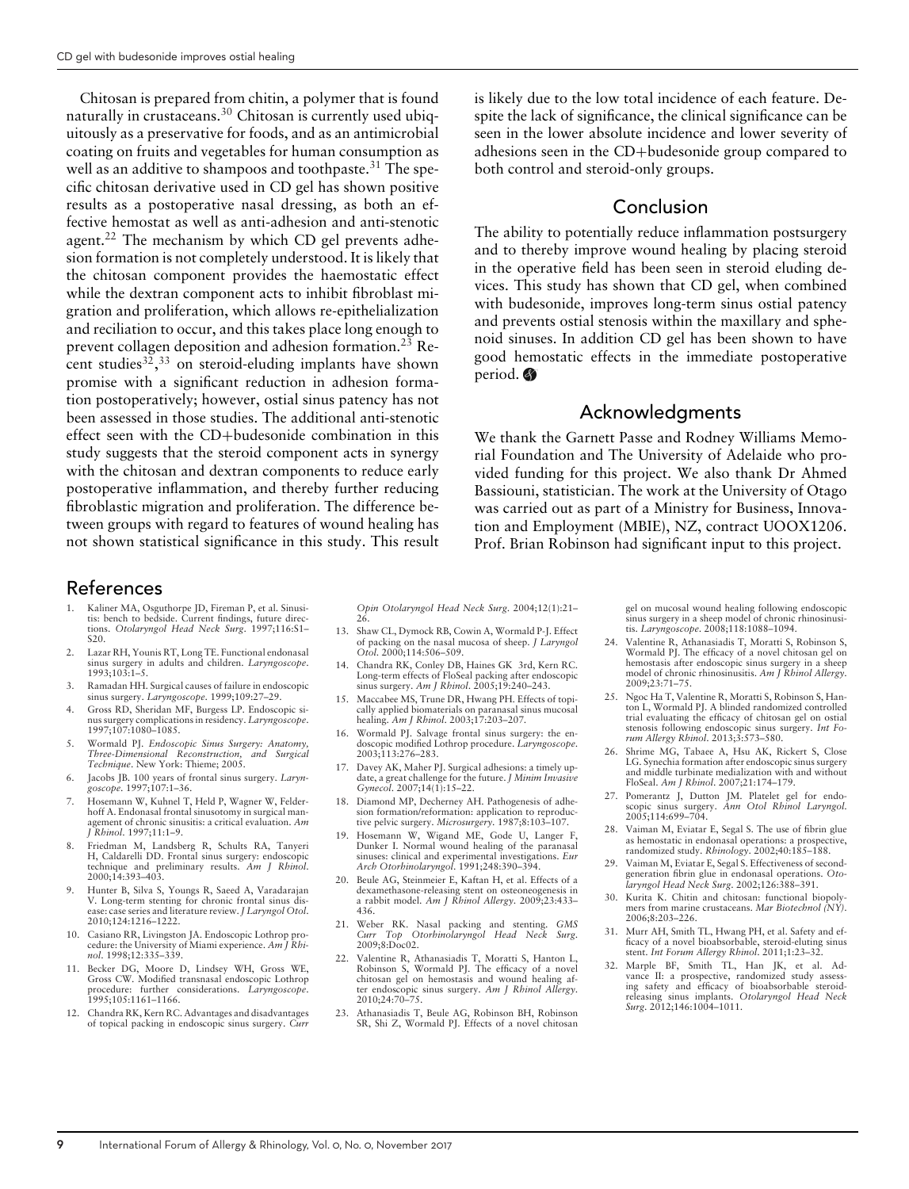Chitosan is prepared from chitin, a polymer that is found naturally in crustaceans.[30] Chitosan is currently used ubiquitously as a preservative for foods, and as an antimicrobial coating on fruits and vegetables for human consumption as well as an additive to shampoos and toothpaste.[31] The specific chitosan derivative used in CD gel has shown positive results as a postoperative nasal dressing, as both an effective hemostat as well as anti-adhesion and anti-stenotic agent.[22] The mechanism by which CD gel prevents adhesion formation is not completely understood. It is likely that the chitosan component provides the haemostatic effect while the dextran component acts to inhibit fibroblast migration and proliferation, which allows re-epithelialization and reciliation to occur, and this takes place long enough to prevent collagen deposition and adhesion formation.[23] Recent studies[32],[33] on steroid-eluding implants have shown promise with a significant reduction in adhesion formation postoperatively; however, ostial sinus patency has not been assessed in those studies. The additional anti-stenotic effect seen with the CD+budesonide combination in this study suggests that the steroid component acts in synergy with the chitosan and dextran components to reduce early postoperative inflammation, and thereby further reducing fibroblastic migration and proliferation. The difference between groups with regard to features of wound healing has not shown statistical significance in this study. This result is likely due to the low total incidence of each feature. Despite the lack of significance, the clinical significance can be seen in the lower absolute incidence and lower severity of adhesions seen in the CD+budesonide group compared to both control and steroid-only groups.

## Conclusion

The ability to potentially reduce inflammation postsurgery and to thereby improve wound healing by placing steroid in the operative field has been seen in steroid eluding devices. This study has shown that CD gel, when combined with budesonide, improves long-term sinus ostial patency and prevents ostial stenosis within the maxillary and sphenoid sinuses. In addition CD gel has been shown to have good hemostatic effects in the immediate postoperative period.

## Acknowledgments

We thank the Garnett Passe and Rodney Williams Memorial Foundation and The University of Adelaide who provided funding for this project. We also thank Dr Ahmed Bassiouni, statistician. The work at the University of Otago was carried out as part of a Ministry for Business, Innovation and Employment (MBIE), NZ, contract UOOX1206. Prof. Brian Robinson had significant input to this project.

## References

1. Kaliner MA, Osguthorpe JD, Fireman P, et al. Sinusitis: bench to bedside. Current findings, future directions. *Otolaryngol Head Neck Surg*. 1997;116:S1–S20.
2. Lazar RH, Younis RT, Long TE. Functional endonasal sinus surgery in adults and children. *Laryngoscope*. 1993;103:1–5.
3. Ramadan HH. Surgical causes of failure in endoscopic sinus surgery. *Laryngoscope*. 1999;109:27–29.
4. Gross RD, Sheridan MF, Burgess LP. Endoscopic sinus surgery complications in residency. *Laryngoscope*. 1997;107:1080–1085.
5. Wormald PJ. *Endoscopic Sinus Surgery: Anatomy, Three-Dimensional Reconstruction, and Surgical Technique*. New York: Thieme; 2005.
6. Jacobs JB. 100 years of frontal sinus surgery. *Laryngoscope*. 1997;107:1–36.
7. Hosemann W, Kuhnel T, Held P, Wagner W, Felderhoff A. Endonasal frontal sinusotomy in surgical management of chronic sinusitis: a critical evaluation. *Am J Rhinol*. 1997;11:1–9.
8. Friedman M, Landsberg R, Schults RA, Tanyeri H, Caldarelli DD. Frontal sinus surgery: endoscopic technique and preliminary results. *Am J Rhinol*. 2000;14:393–403.
9. Hunter B, Silva S, Youngs R, Saeed A, Varadarajan V. Long-term stenting for chronic frontal sinus disease: case series and literature review. *J Laryngol Otol*. 2010;124:1216–1222.
10. Casiano RR, Livingston JA. Endoscopic Lothrop procedure: the University of Miami experience. *Am J Rhinol*. 1998;12:335–339.
11. Becker DG, Moore D, Lindsey WH, Gross WE, Gross CW. Modified transnasal endoscopic Lothrop procedure: further considerations. *Laryngoscope*. 1995;105:1161–1166.
12. Chandra RK, Kern RC. Advantages and disadvantages of topical packing in endoscopic sinus surgery. *Curr Opin Otolaryngol Head Neck Surg*. 2004;12(1):21–26.
13. Shaw CL, Dymock RB, Cowin A, Wormald P-J. Effect of packing on the nasal mucosa of sheep. *J Laryngol Otol*. 2000;114:506–509.
14. Chandra RK, Conley DB, Haines GK 3rd, Kern RC. Long-term effects of FloSeal packing after endoscopic sinus surgery. *Am J Rhinol*. 2005;19:240–243.
15. Maccabee MS, Trune DR, Hwang PH. Effects of topically applied biomaterials on paranasal sinus mucosal healing. *Am J Rhinol*. 2003;17:203–207.
16. Wormald PJ. Salvage frontal sinus surgery: the endoscopic modified Lothrop procedure. *Laryngoscope*. 2003;113:276–283.
17. Davey AK, Maher PJ. Surgical adhesions: a timely update, a great challenge for the future. *J Minim Invasive Gynecol*. 2007;14(1):15–22.
18. Diamond MP, Decherney AH. Pathogenesis of adhesion formation/reformation: application to reproductive pelvic surgery. *Microsurgery*. 1987;8:103–107.
19. Hosemann W, Wigand ME, Gode U, Langer F, Dunker I. Normal wound healing of the paranasal sinuses: clinical and experimental investigations. *Eur Arch Otorhinolaryngol*. 1991;248:390–394.
20. Beule AG, Steinmeier E, Kaftan H, et al. Effects of a dexamethasone-releasing stent on osteoneogenesis in a rabbit model. *Am J Rhinol Allergy*. 2009;23:433–436.
21. Weber RK. Nasal packing and stenting. *GMS Curr Top Otorhinolaryngol Head Neck Surg*. 2009;8:Doc02.
22. Valentine R, Athanasiadis T, Moratti S, Hanton L, Robinson S, Wormald PJ. The efficacy of a novel chitosan gel on hemostasis and wound healing after endoscopic sinus surgery. *Am J Rhinol Allergy*. 2010;24:70–75.
23. Athanasiadis T, Beule AG, Robinson BH, Robinson SR, Shi Z, Wormald PJ. Effects of a novel chitosan gel on mucosal wound healing following endoscopic sinus surgery in a sheep model of chronic rhinosinusitis. *Laryngoscope*. 2008;118:1088–1094.
24. Valentine R, Athanasiadis T, Moratti S, Robinson S, Wormald PJ. The efficacy of a novel chitosan gel on hemostasis after endoscopic sinus surgery in a sheep model of chronic rhinosinusitis. *Am J Rhinol Allergy*. 2009;23:71–75.
25. Ngoc Ha T, Valentine R, Moratti S, Robinson S, Hanton L, Wormald PJ. A blinded randomized controlled trial evaluating the efficacy of chitosan gel on ostial stenosis following endoscopic sinus surgery. *Int Forum Allergy Rhinol*. 2013;3:573–580.
26. Shrime MG, Tabaee A, Hsu AK, Rickert S, Close LG. Synechia formation after endoscopic sinus surgery and middle turbinate medialization with and without FloSeal. *Am J Rhinol*. 2007;21:174–179.
27. Pomerantz J, Dutton JM. Platelet gel for endoscopic sinus surgery. *Ann Otol Rhinol Laryngol*. 2005;114:699–704.
28. Vaiman M, Eviatar E, Segal S. The use of fibrin glue as hemostatic in endonasal operations: a prospective, randomized study. *Rhinology*. 2002;40:185–188.
29. Vaiman M, Eviatar E, Segal S. Effectiveness of second-generation fibrin glue in endonasal operations. *Otolaryngol Head Neck Surg*. 2002;126:388–391.
30. Kurita K. Chitin and chitosan: functional biopolymers from marine crustaceans. *Mar Biotechnol (NY)*. 2006;8:203–226.
31. Murr AH, Smith TL, Hwang PH, et al. Safety and efficacy of a novel bioabsorbable, steroid-eluting sinus stent. *Int Forum Allergy Rhinol*. 2011;1:23–32.
32. Marple BF, Smith TL, Han JK, et al. Advance II: a prospective, randomized study assessing safety and efficacy of bioabsorbable steroid-releasing sinus implants. *Otolaryngol Head Neck Surg*. 2012;146:1004–1011.